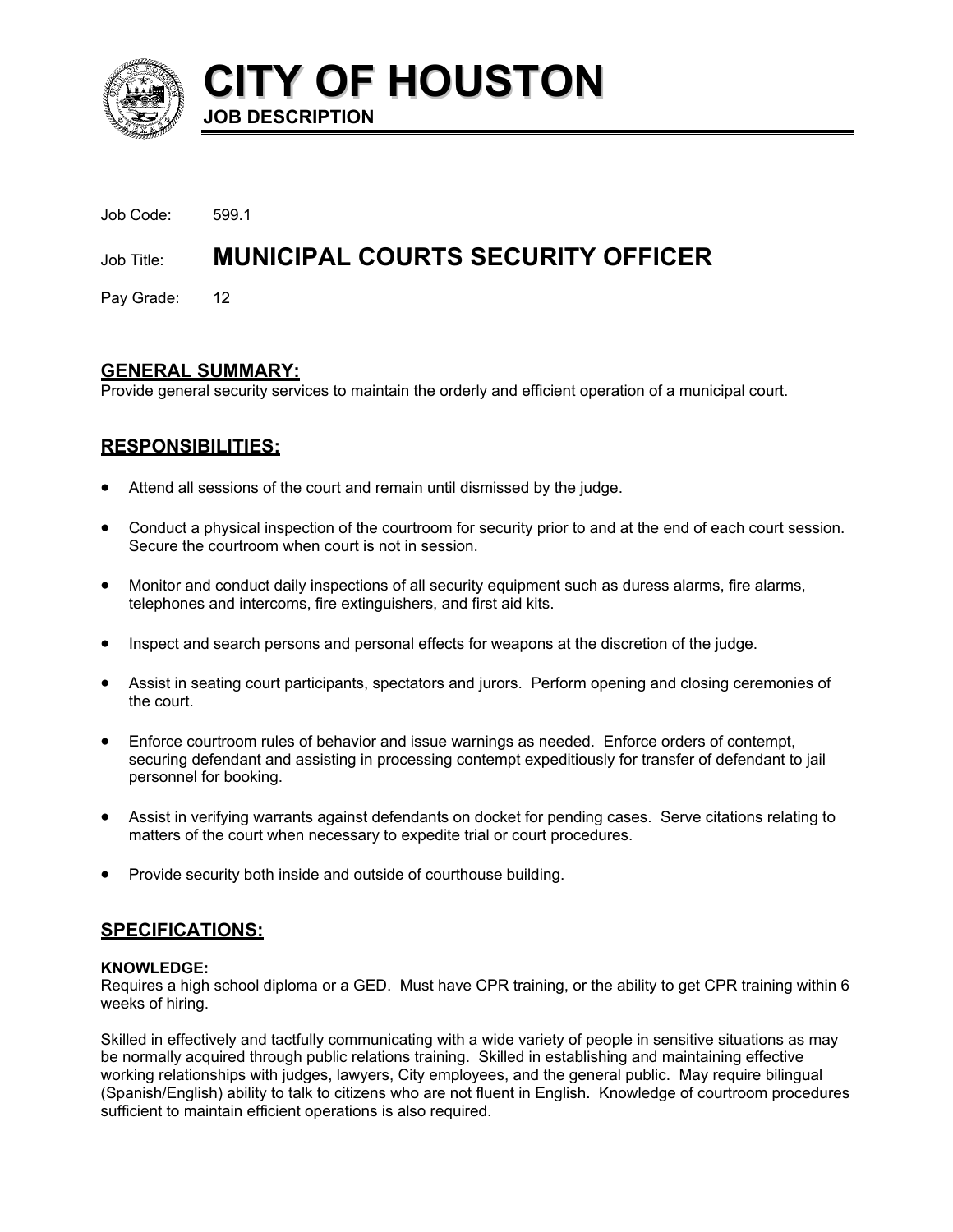# CITY OF HOUSTON

**JOB DESCRIPTION**

Job Code: 599.1

Job Title: **MUNICIPAL COURTS SECURITY OFFICER**

Pay Grade: 12

## GENERAL SUMMARY:

Provide general security services to maintain the orderly and efficient operation of a municipal court.

## RESPONSIBILITIES:

- Attend all sessions of the court and remain until dismissed by the judge.
- Conduct a physical inspection of the courtroom for security prior to and at the end of each court session. Secure the courtroom when court is not in session.
- Monitor and conduct daily inspections of all security equipment such as duress alarms, fire alarms, telephones and intercoms, fire extinguishers, and first aid kits.
- Inspect and search persons and personal effects for weapons at the discretion of the judge.
- Assist in seating court participants, spectators and jurors. Perform opening and closing ceremonies of the court.
- Enforce courtroom rules of behavior and issue warnings as needed. Enforce orders of contempt, securing defendant and assisting in processing contempt expeditiously for transfer of defendant to jail personnel for booking.
- Assist in verifying warrants against defendants on docket for pending cases. Serve citations relating to matters of the court when necessary to expedite trial or court procedures.
- Provide security both inside and outside of courthouse building.

## SPECIFICATIONS:

### KNOWLEDGE:

Requires a high school diploma or a GED. Must have CPR training, or the ability to get CPR training within 6 weeks of hiring.

Skilled in effectively and tactfully communicating with a wide variety of people in sensitive situations as may be normally acquired through public relations training. Skilled in establishing and maintaining effective working relationships with judges, lawyers, City employees, and the general public. May require bilingual (Spanish/English) ability to talk to citizens who are not fluent in English. Knowledge of courtroom procedures sufficient to maintain efficient operations is also required.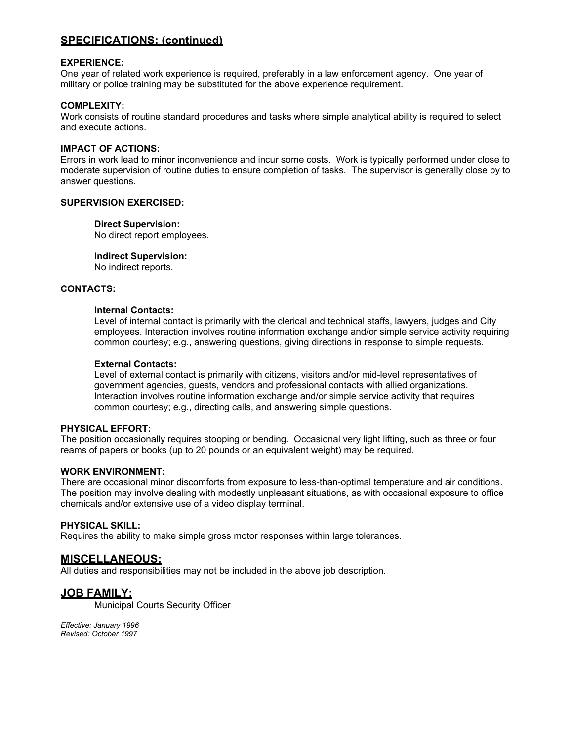## SPECIFICATIONS: (continued)

**EXPERIENCE:**
One year of related work experience is required, preferably in a law enforcement agency. One year of military or police training may be substituted for the above experience requirement.

**COMPLEXITY:**
Work consists of routine standard procedures and tasks where simple analytical ability is required to select and execute actions.

**IMPACT OF ACTIONS:**
Errors in work lead to minor inconvenience and incur some costs. Work is typically performed under close to moderate supervision of routine duties to ensure completion of tasks. The supervisor is generally close by to answer questions.

**SUPERVISION EXERCISED:**

**Direct Supervision:**
No direct report employees.

**Indirect Supervision:**
No indirect reports.

**CONTACTS:**

**Internal Contacts:**
Level of internal contact is primarily with the clerical and technical staffs, lawyers, judges and City employees. Interaction involves routine information exchange and/or simple service activity requiring common courtesy; e.g., answering questions, giving directions in response to simple requests.

**External Contacts:**
Level of external contact is primarily with citizens, visitors and/or mid-level representatives of government agencies, guests, vendors and professional contacts with allied organizations. Interaction involves routine information exchange and/or simple service activity that requires common courtesy; e.g., directing calls, and answering simple questions.

**PHYSICAL EFFORT:**
The position occasionally requires stooping or bending. Occasional very light lifting, such as three or four reams of papers or books (up to 20 pounds or an equivalent weight) may be required.

**WORK ENVIRONMENT:**
There are occasional minor discomforts from exposure to less-than-optimal temperature and air conditions. The position may involve dealing with modestly unpleasant situations, as with occasional exposure to office chemicals and/or extensive use of a video display terminal.

**PHYSICAL SKILL:**
Requires the ability to make simple gross motor responses within large tolerances.

## MISCELLANEOUS:

All duties and responsibilities may not be included in the above job description.

## JOB FAMILY:

Municipal Courts Security Officer

*Effective: January 1996*
*Revised: October 1997*